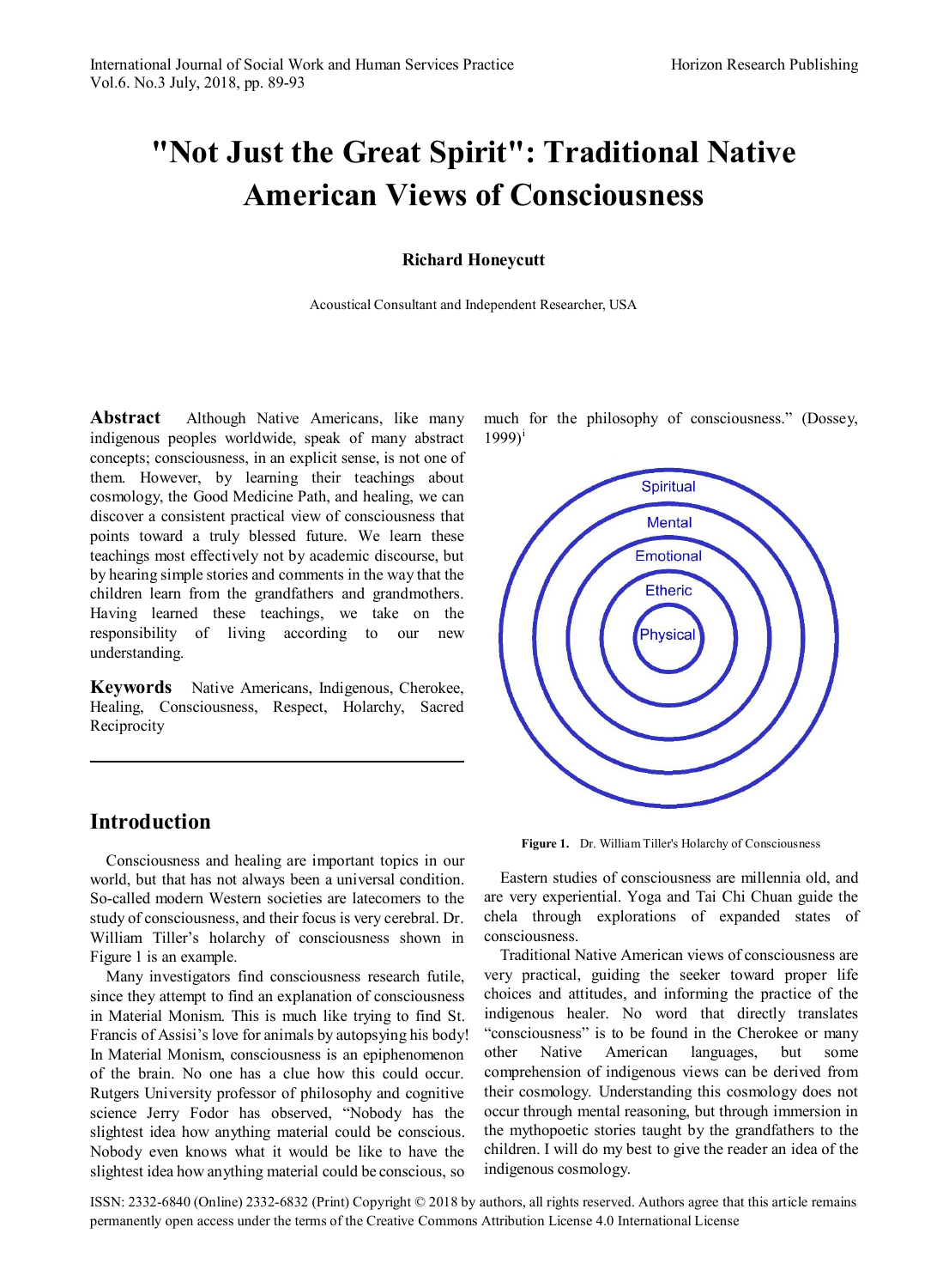# "Not Just the Great Spirit": Traditional Native American Views of Consciousness

**Richard Honeycutt**

Acoustical Consultant and Independent Researcher, USA

**Abstract** Although Native Americans, like many indigenous peoples worldwide, speak of many abstract concepts; consciousness, in an explicit sense, is not one of them. However, by learning their teachings about cosmology, the Good Medicine Path, and healing, we can discover a consistent practical view of consciousness that points toward a truly blessed future. We learn these teachings most effectively not by academic discourse, but by hearing simple stories and comments in the way that the children learn from the grandfathers and grandmothers. Having learned these teachings, we take on the responsibility of living according to our new understanding.

**Keywords** Native Americans, Indigenous, Cherokee, Healing, Consciousness, Respect, Holarchy, Sacred Reciprocity

## Introduction

Consciousness and healing are important topics in our world, but that has not always been a universal condition. So-called modern Western societies are latecomers to the study of consciousness, and their focus is very cerebral. Dr. William Tiller's holarchy of consciousness shown in Figure 1 is an example.

Many investigators find consciousness research futile, since they attempt to find an explanation of consciousness in Material Monism. This is much like trying to find St. Francis of Assisi's love for animals by autopsying his body! In Material Monism, consciousness is an epiphenomenon of the brain. No one has a clue how this could occur. Rutgers University professor of philosophy and cognitive science Jerry Fodor has observed, "Nobody has the slightest idea how anything material could be conscious. Nobody even knows what it would be like to have the slightest idea how anything material could be conscious, so much for the philosophy of consciousness." (Dossey, 1999)[i]

Spiritual
Mental
Emotional
Etheric
Physical

**Figure 1.** Dr. William Tiller's Holarchy of Consciousness

Eastern studies of consciousness are millennia old, and are very experiential. Yoga and Tai Chi Chuan guide the chela through explorations of expanded states of consciousness.

Traditional Native American views of consciousness are very practical, guiding the seeker toward proper life choices and attitudes, and informing the practice of the indigenous healer. No word that directly translates "consciousness" is to be found in the Cherokee or many other Native American languages, but some comprehension of indigenous views can be derived from their cosmology. Understanding this cosmology does not occur through mental reasoning, but through immersion in the mythopoetic stories taught by the grandfathers to the children. I will do my best to give the reader an idea of the indigenous cosmology.

ISSN: 2332-6840 (Online) 2332-6832 (Print) Copyright © 2018 by authors, all rights reserved. Authors agree that this article remains permanently open access under the terms of the Creative Commons Attribution License 4.0 International License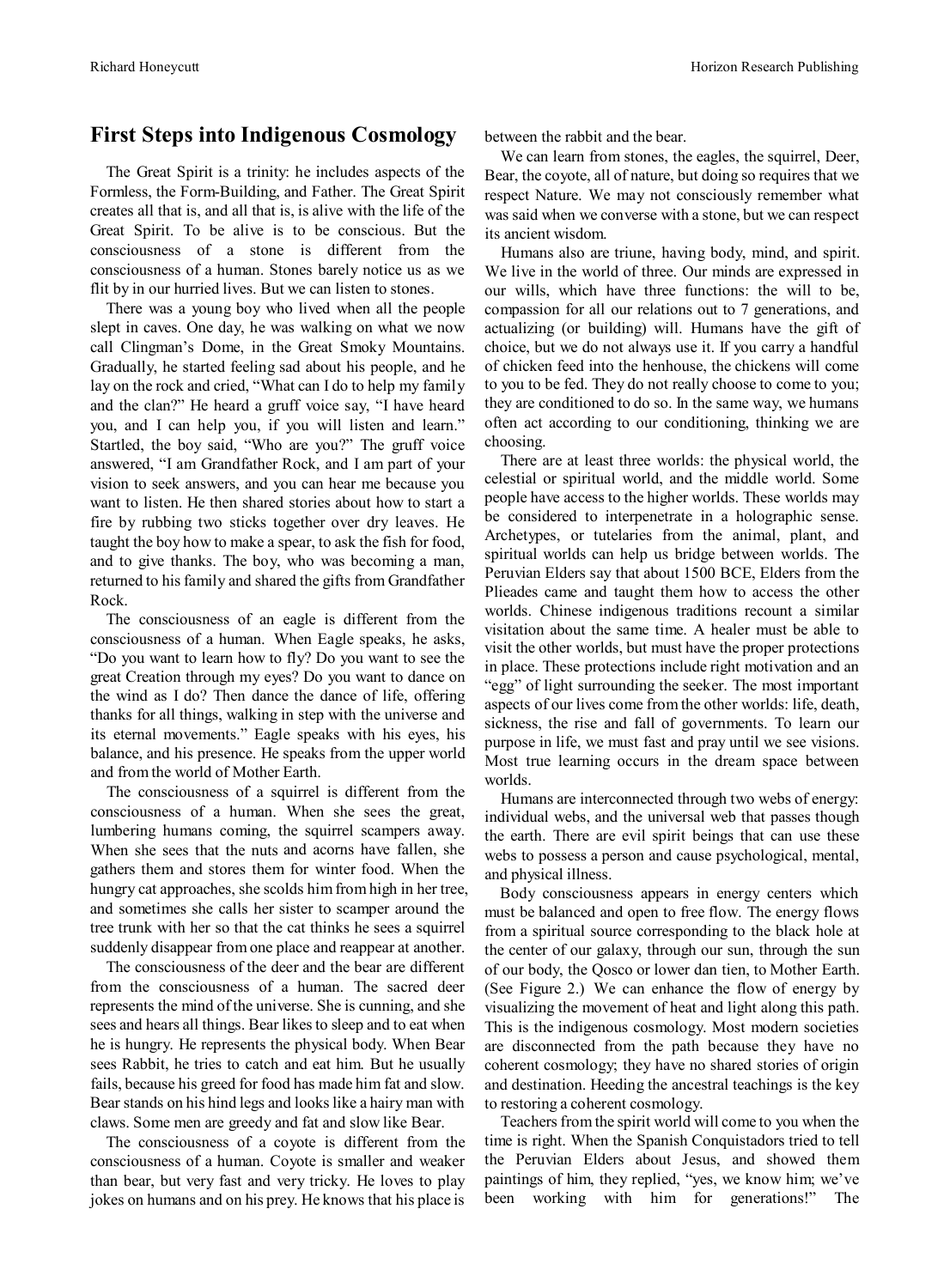## First Steps into Indigenous Cosmology

The Great Spirit is a trinity: he includes aspects of the Formless, the Form-Building, and Father. The Great Spirit creates all that is, and all that is, is alive with the life of the Great Spirit. To be alive is to be conscious. But the consciousness of a stone is different from the consciousness of a human. Stones barely notice us as we flit by in our hurried lives. But we can listen to stones.

There was a young boy who lived when all the people slept in caves. One day, he was walking on what we now call Clingman's Dome, in the Great Smoky Mountains. Gradually, he started feeling sad about his people, and he lay on the rock and cried, "What can I do to help my family and the clan?" He heard a gruff voice say, "I have heard you, and I can help you, if you will listen and learn." Startled, the boy said, "Who are you?" The gruff voice answered, "I am Grandfather Rock, and I am part of your vision to seek answers, and you can hear me because you want to listen. He then shared stories about how to start a fire by rubbing two sticks together over dry leaves. He taught the boy how to make a spear, to ask the fish for food, and to give thanks. The boy, who was becoming a man, returned to his family and shared the gifts from Grandfather Rock.

The consciousness of an eagle is different from the consciousness of a human. When Eagle speaks, he asks, "Do you want to learn how to fly? Do you want to see the great Creation through my eyes? Do you want to dance on the wind as I do? Then dance the dance of life, offering thanks for all things, walking in step with the universe and its eternal movements." Eagle speaks with his eyes, his balance, and his presence. He speaks from the upper world and from the world of Mother Earth.

The consciousness of a squirrel is different from the consciousness of a human. When she sees the great, lumbering humans coming, the squirrel scampers away. When she sees that the nuts and acorns have fallen, she gathers them and stores them for winter food. When the hungry cat approaches, she scolds him from high in her tree, and sometimes she calls her sister to scamper around the tree trunk with her so that the cat thinks he sees a squirrel suddenly disappear from one place and reappear at another.

The consciousness of the deer and the bear are different from the consciousness of a human. The sacred deer represents the mind of the universe. She is cunning, and she sees and hears all things. Bear likes to sleep and to eat when he is hungry. He represents the physical body. When Bear sees Rabbit, he tries to catch and eat him. But he usually fails, because his greed for food has made him fat and slow. Bear stands on his hind legs and looks like a hairy man with claws. Some men are greedy and fat and slow like Bear.

The consciousness of a coyote is different from the consciousness of a human. Coyote is smaller and weaker than bear, but very fast and very tricky. He loves to play jokes on humans and on his prey. He knows that his place is between the rabbit and the bear.

We can learn from stones, the eagles, the squirrel, Deer, Bear, the coyote, all of nature, but doing so requires that we respect Nature. We may not consciously remember what was said when we converse with a stone, but we can respect its ancient wisdom.

Humans also are triune, having body, mind, and spirit. We live in the world of three. Our minds are expressed in our wills, which have three functions: the will to be, compassion for all our relations out to 7 generations, and actualizing (or building) will. Humans have the gift of choice, but we do not always use it. If you carry a handful of chicken feed into the henhouse, the chickens will come to you to be fed. They do not really choose to come to you; they are conditioned to do so. In the same way, we humans often act according to our conditioning, thinking we are choosing.

There are at least three worlds: the physical world, the celestial or spiritual world, and the middle world. Some people have access to the higher worlds. These worlds may be considered to interpenetrate in a holographic sense. Archetypes, or tutelaries from the animal, plant, and spiritual worlds can help us bridge between worlds. The Peruvian Elders say that about 1500 BCE, Elders from the Plieades came and taught them how to access the other worlds. Chinese indigenous traditions recount a similar visitation about the same time. A healer must be able to visit the other worlds, but must have the proper protections in place. These protections include right motivation and an "egg" of light surrounding the seeker. The most important aspects of our lives come from the other worlds: life, death, sickness, the rise and fall of governments. To learn our purpose in life, we must fast and pray until we see visions. Most true learning occurs in the dream space between worlds.

Humans are interconnected through two webs of energy: individual webs, and the universal web that passes though the earth. There are evil spirit beings that can use these webs to possess a person and cause psychological, mental, and physical illness.

Body consciousness appears in energy centers which must be balanced and open to free flow. The energy flows from a spiritual source corresponding to the black hole at the center of our galaxy, through our sun, through the sun of our body, the Qosco or lower dan tien, to Mother Earth. (See Figure 2.) We can enhance the flow of energy by visualizing the movement of heat and light along this path. This is the indigenous cosmology. Most modern societies are disconnected from the path because they have no coherent cosmology; they have no shared stories of origin and destination. Heeding the ancestral teachings is the key to restoring a coherent cosmology.

Teachers from the spirit world will come to you when the time is right. When the Spanish Conquistadors tried to tell the Peruvian Elders about Jesus, and showed them paintings of him, they replied, "yes, we know him; we've been working with him for generations!" The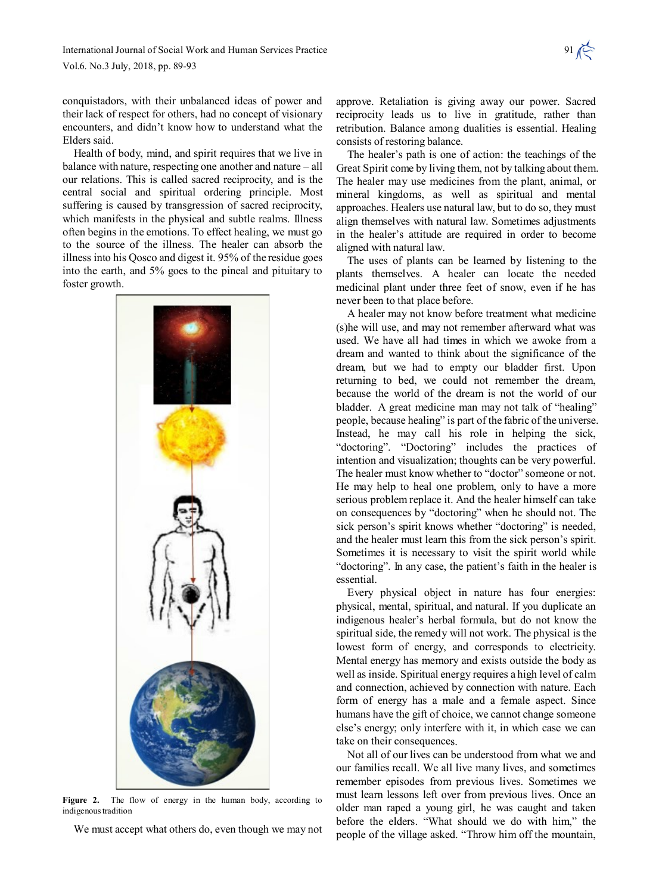conquistadors, with their unbalanced ideas of power and their lack of respect for others, had no concept of visionary encounters, and didn't know how to understand what the Elders said.

Health of body, mind, and spirit requires that we live in balance with nature, respecting one another and nature – all our relations. This is called sacred reciprocity, and is the central social and spiritual ordering principle. Most suffering is caused by transgression of sacred reciprocity, which manifests in the physical and subtle realms. Illness often begins in the emotions. To effect healing, we must go to the source of the illness. The healer can absorb the illness into his Qosco and digest it. 95% of the residue goes into the earth, and 5% goes to the pineal and pituitary to foster growth.

**Figure 2.** The flow of energy in the human body, according to indigenous tradition

We must accept what others do, even though we may not approve. Retaliation is giving away our power. Sacred reciprocity leads us to live in gratitude, rather than retribution. Balance among dualities is essential. Healing consists of restoring balance.

The healer's path is one of action: the teachings of the Great Spirit come by living them, not by talking about them. The healer may use medicines from the plant, animal, or mineral kingdoms, as well as spiritual and mental approaches. Healers use natural law, but to do so, they must align themselves with natural law. Sometimes adjustments in the healer's attitude are required in order to become aligned with natural law.

The uses of plants can be learned by listening to the plants themselves. A healer can locate the needed medicinal plant under three feet of snow, even if he has never been to that place before.

A healer may not know before treatment what medicine (s)he will use, and may not remember afterward what was used. We have all had times in which we awoke from a dream and wanted to think about the significance of the dream, but we had to empty our bladder first. Upon returning to bed, we could not remember the dream, because the world of the dream is not the world of our bladder. A great medicine man may not talk of "healing" people, because healing" is part of the fabric of the universe. Instead, he may call his role in helping the sick, "doctoring". "Doctoring" includes the practices of intention and visualization; thoughts can be very powerful. The healer must know whether to "doctor" someone or not. He may help to heal one problem, only to have a more serious problem replace it. And the healer himself can take on consequences by "doctoring" when he should not. The sick person's spirit knows whether "doctoring" is needed, and the healer must learn this from the sick person's spirit. Sometimes it is necessary to visit the spirit world while "doctoring". In any case, the patient's faith in the healer is essential.

Every physical object in nature has four energies: physical, mental, spiritual, and natural. If you duplicate an indigenous healer's herbal formula, but do not know the spiritual side, the remedy will not work. The physical is the lowest form of energy, and corresponds to electricity. Mental energy has memory and exists outside the body as well as inside. Spiritual energy requires a high level of calm and connection, achieved by connection with nature. Each form of energy has a male and a female aspect. Since humans have the gift of choice, we cannot change someone else's energy; only interfere with it, in which case we can take on their consequences.

Not all of our lives can be understood from what we and our families recall. We all live many lives, and sometimes remember episodes from previous lives. Sometimes we must learn lessons left over from previous lives. Once an older man raped a young girl, he was caught and taken before the elders. "What should we do with him," the people of the village asked. "Throw him off the mountain,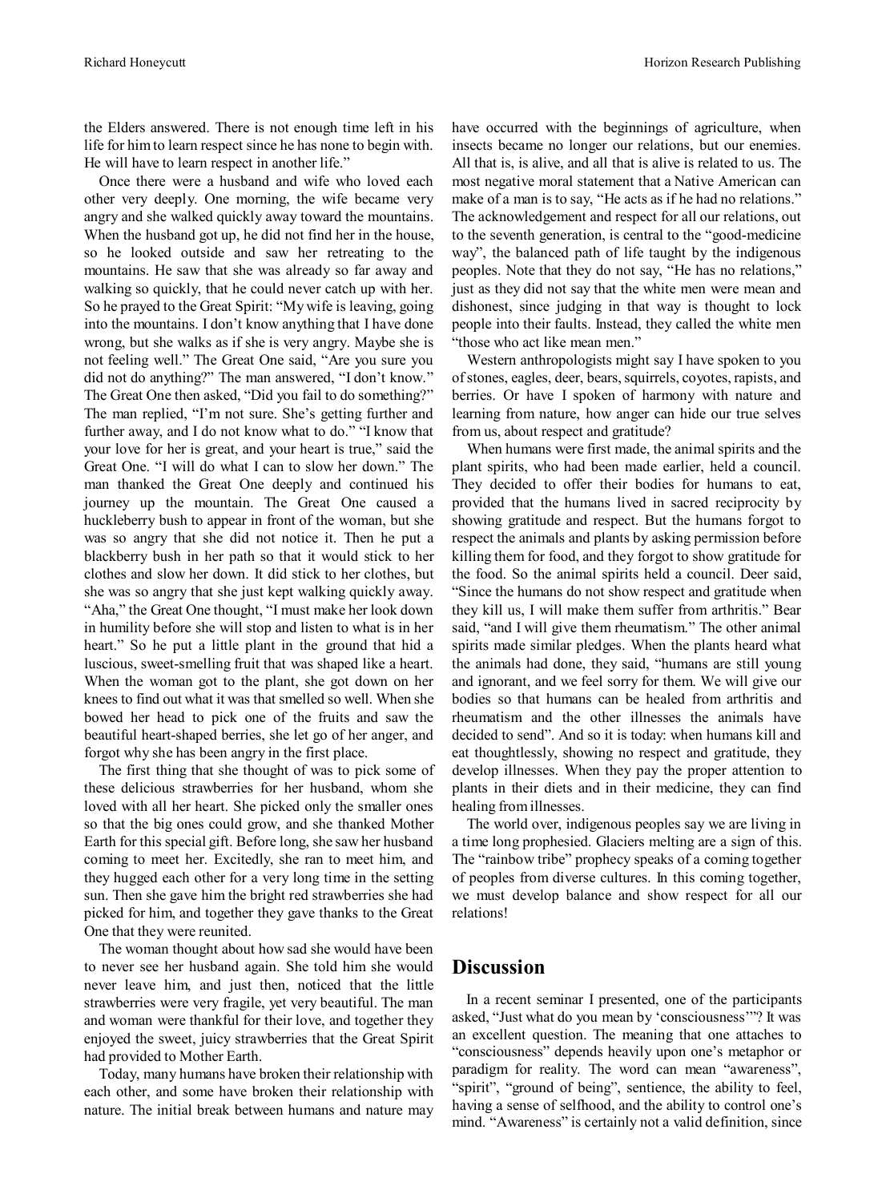the Elders answered. There is not enough time left in his life for him to learn respect since he has none to begin with. He will have to learn respect in another life."

Once there were a husband and wife who loved each other very deeply. One morning, the wife became very angry and she walked quickly away toward the mountains. When the husband got up, he did not find her in the house, so he looked outside and saw her retreating to the mountains. He saw that she was already so far away and walking so quickly, that he could never catch up with her. So he prayed to the Great Spirit: "My wife is leaving, going into the mountains. I don't know anything that I have done wrong, but she walks as if she is very angry. Maybe she is not feeling well." The Great One said, "Are you sure you did not do anything?" The man answered, "I don't know." The Great One then asked, "Did you fail to do something?" The man replied, "I'm not sure. She's getting further and further away, and I do not know what to do." "I know that your love for her is great, and your heart is true," said the Great One. "I will do what I can to slow her down." The man thanked the Great One deeply and continued his journey up the mountain. The Great One caused a huckleberry bush to appear in front of the woman, but she was so angry that she did not notice it. Then he put a blackberry bush in her path so that it would stick to her clothes and slow her down. It did stick to her clothes, but she was so angry that she just kept walking quickly away. "Aha," the Great One thought, "I must make her look down in humility before she will stop and listen to what is in her heart." So he put a little plant in the ground that hid a luscious, sweet-smelling fruit that was shaped like a heart. When the woman got to the plant, she got down on her knees to find out what it was that smelled so well. When she bowed her head to pick one of the fruits and saw the beautiful heart-shaped berries, she let go of her anger, and forgot why she has been angry in the first place.

The first thing that she thought of was to pick some of these delicious strawberries for her husband, whom she loved with all her heart. She picked only the smaller ones so that the big ones could grow, and she thanked Mother Earth for this special gift. Before long, she saw her husband coming to meet her. Excitedly, she ran to meet him, and they hugged each other for a very long time in the setting sun. Then she gave him the bright red strawberries she had picked for him, and together they gave thanks to the Great One that they were reunited.

The woman thought about how sad she would have been to never see her husband again. She told him she would never leave him, and just then, noticed that the little strawberries were very fragile, yet very beautiful. The man and woman were thankful for their love, and together they enjoyed the sweet, juicy strawberries that the Great Spirit had provided to Mother Earth.

Today, many humans have broken their relationship with each other, and some have broken their relationship with nature. The initial break between humans and nature may have occurred with the beginnings of agriculture, when insects became no longer our relations, but our enemies. All that is, is alive, and all that is alive is related to us. The most negative moral statement that a Native American can make of a man is to say, "He acts as if he had no relations." The acknowledgement and respect for all our relations, out to the seventh generation, is central to the "good-medicine way", the balanced path of life taught by the indigenous peoples. Note that they do not say, "He has no relations," just as they did not say that the white men were mean and dishonest, since judging in that way is thought to lock people into their faults. Instead, they called the white men "those who act like mean men."

Western anthropologists might say I have spoken to you of stones, eagles, deer, bears, squirrels, coyotes, rapists, and berries. Or have I spoken of harmony with nature and learning from nature, how anger can hide our true selves from us, about respect and gratitude?

When humans were first made, the animal spirits and the plant spirits, who had been made earlier, held a council. They decided to offer their bodies for humans to eat, provided that the humans lived in sacred reciprocity by showing gratitude and respect. But the humans forgot to respect the animals and plants by asking permission before killing them for food, and they forgot to show gratitude for the food. So the animal spirits held a council. Deer said, "Since the humans do not show respect and gratitude when they kill us, I will make them suffer from arthritis." Bear said, "and I will give them rheumatism." The other animal spirits made similar pledges. When the plants heard what the animals had done, they said, "humans are still young and ignorant, and we feel sorry for them. We will give our bodies so that humans can be healed from arthritis and rheumatism and the other illnesses the animals have decided to send". And so it is today: when humans kill and eat thoughtlessly, showing no respect and gratitude, they develop illnesses. When they pay the proper attention to plants in their diets and in their medicine, they can find healing from illnesses.

The world over, indigenous peoples say we are living in a time long prophesied. Glaciers melting are a sign of this. The "rainbow tribe" prophecy speaks of a coming together of peoples from diverse cultures. In this coming together, we must develop balance and show respect for all our relations!

## Discussion

In a recent seminar I presented, one of the participants asked, "Just what do you mean by 'consciousness'"? It was an excellent question. The meaning that one attaches to "consciousness" depends heavily upon one's metaphor or paradigm for reality. The word can mean "awareness", "spirit", "ground of being", sentience, the ability to feel, having a sense of selfhood, and the ability to control one's mind. "Awareness" is certainly not a valid definition, since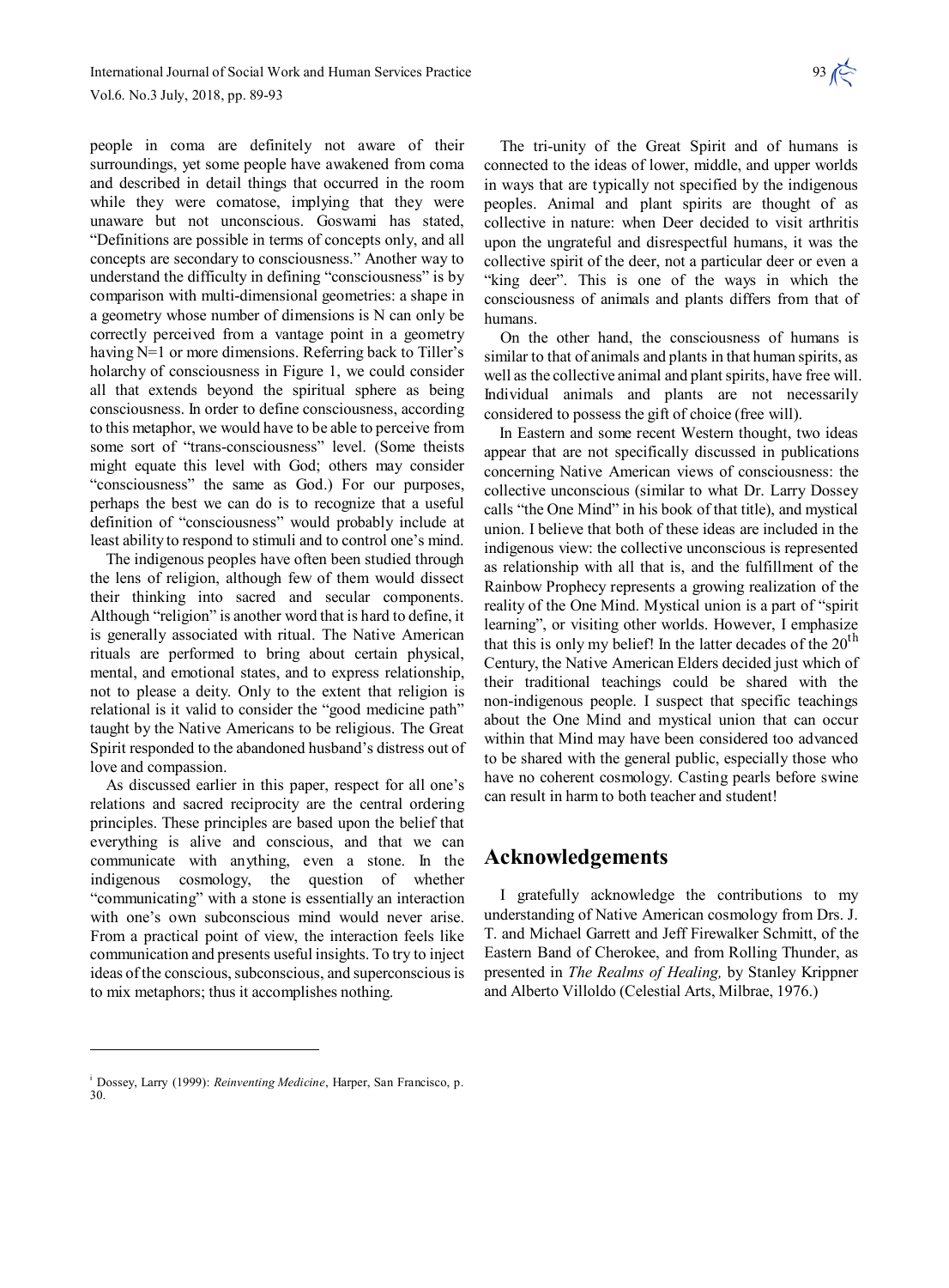people in coma are definitely not aware of their surroundings, yet some people have awakened from coma and described in detail things that occurred in the room while they were comatose, implying that they were unaware but not unconscious. Goswami has stated, "Definitions are possible in terms of concepts only, and all concepts are secondary to consciousness." Another way to understand the difficulty in defining "consciousness" is by comparison with multi-dimensional geometries: a shape in a geometry whose number of dimensions is N can only be correctly perceived from a vantage point in a geometry having N=1 or more dimensions. Referring back to Tiller's holarchy of consciousness in Figure 1, we could consider all that extends beyond the spiritual sphere as being consciousness. In order to define consciousness, according to this metaphor, we would have to be able to perceive from some sort of "trans-consciousness" level. (Some theists might equate this level with God; others may consider "consciousness" the same as God.) For our purposes, perhaps the best we can do is to recognize that a useful definition of "consciousness" would probably include at least ability to respond to stimuli and to control one's mind.

The indigenous peoples have often been studied through the lens of religion, although few of them would dissect their thinking into sacred and secular components. Although "religion" is another word that is hard to define, it is generally associated with ritual. The Native American rituals are performed to bring about certain physical, mental, and emotional states, and to express relationship, not to please a deity. Only to the extent that religion is relational is it valid to consider the "good medicine path" taught by the Native Americans to be religious. The Great Spirit responded to the abandoned husband's distress out of love and compassion.

As discussed earlier in this paper, respect for all one's relations and sacred reciprocity are the central ordering principles. These principles are based upon the belief that everything is alive and conscious, and that we can communicate with anything, even a stone. In the indigenous cosmology, the question of whether "communicating" with a stone is essentially an interaction with one's own subconscious mind would never arise. From a practical point of view, the interaction feels like communication and presents useful insights. To try to inject ideas of the conscious, subconscious, and superconscious is to mix metaphors; thus it accomplishes nothing.

The tri-unity of the Great Spirit and of humans is connected to the ideas of lower, middle, and upper worlds in ways that are typically not specified by the indigenous peoples. Animal and plant spirits are thought of as collective in nature: when Deer decided to visit arthritis upon the ungrateful and disrespectful humans, it was the collective spirit of the deer, not a particular deer or even a "king deer". This is one of the ways in which the consciousness of animals and plants differs from that of humans.

On the other hand, the consciousness of humans is similar to that of animals and plants in that human spirits, as well as the collective animal and plant spirits, have free will. Individual animals and plants are not necessarily considered to possess the gift of choice (free will).

In Eastern and some recent Western thought, two ideas appear that are not specifically discussed in publications concerning Native American views of consciousness: the collective unconscious (similar to what Dr. Larry Dossey calls "the One Mind" in his book of that title), and mystical union. I believe that both of these ideas are included in the indigenous view: the collective unconscious is represented as relationship with all that is, and the fulfillment of the Rainbow Prophecy represents a growing realization of the reality of the One Mind. Mystical union is a part of "spirit learning", or visiting other worlds. However, I emphasize that this is only my belief! In the latter decades of the 20th Century, the Native American Elders decided just which of their traditional teachings could be shared with the non-indigenous people. I suspect that specific teachings about the One Mind and mystical union that can occur within that Mind may have been considered too advanced to be shared with the general public, especially those who have no coherent cosmology. Casting pearls before swine can result in harm to both teacher and student!

## Acknowledgements

I gratefully acknowledge the contributions to my understanding of Native American cosmology from Drs. J. T. and Michael Garrett and Jeff Firewalker Schmitt, of the Eastern Band of Cherokee, and from Rolling Thunder, as presented in *The Realms of Healing,* by Stanley Krippner and Alberto Villoldo (Celestial Arts, Milbrae, 1976.)

---

[i] Dossey, Larry (1999): *Reinventing Medicine*, Harper, San Francisco, p. 30.